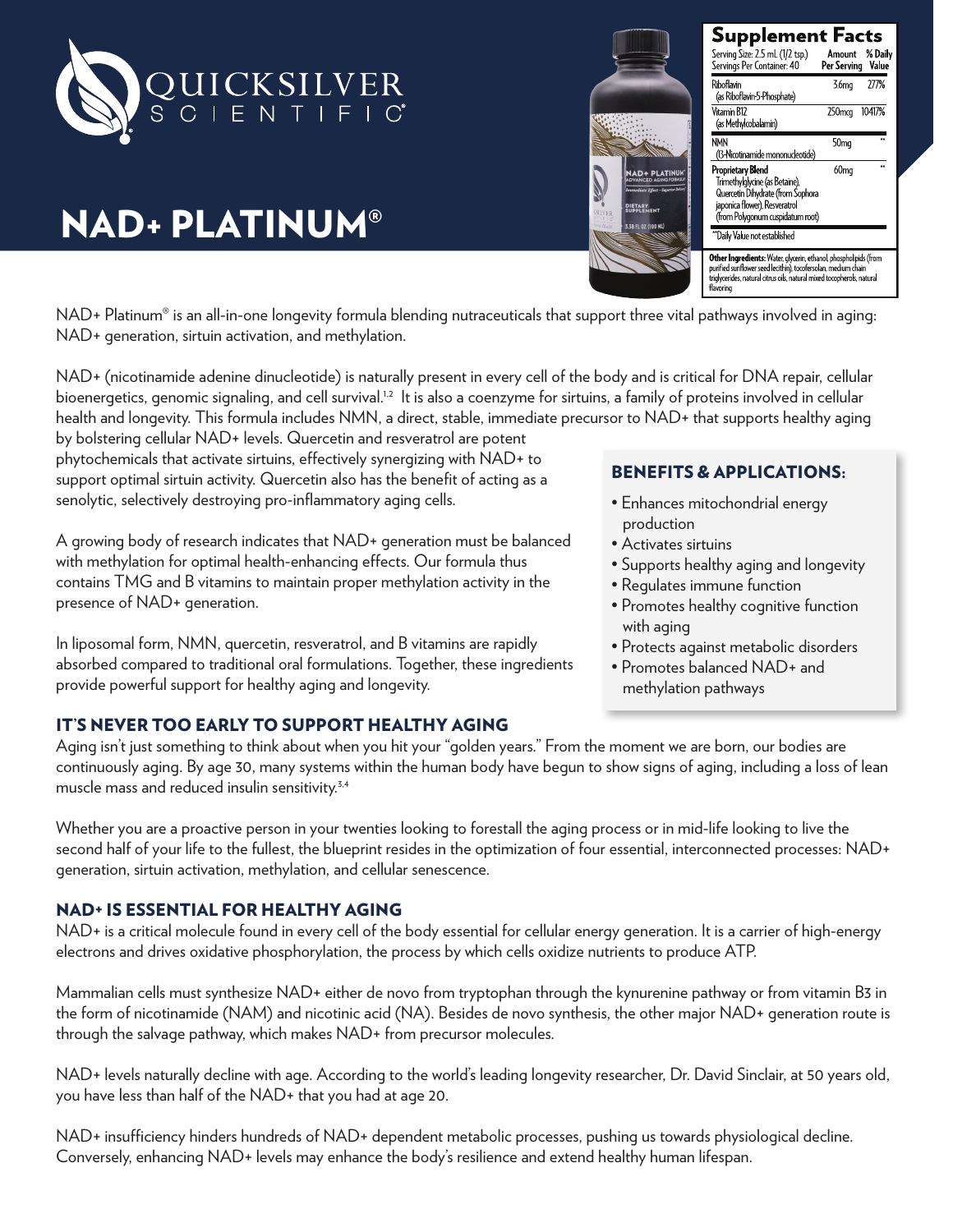# QUICKSILVER SCIENTIFIC®

# NAD+ PLATINUM®

## Supplement Facts

Serving Size: 2.5 mL (1/2 tsp.)
Servings Per Container: 40

| | Amount Per Serving | % Daily Value |
|---|---|---|
| Riboflavin (as Riboflavin-5-Phosphate) | 3.6mg | 277% |
| Vitamin B12 (as Methylcobalamin) | 250mcg | 10417% |
| NMN (β-Nicotinamide mononucleotide) | 50mg | ** |
| **Proprietary Blend** Trimethylglycine (as Betaine), Quercetin Dihydrate (from Sophora japonica flower), Resveratrol (from Polygonum cuspidatum root) | 60mg | ** |

**Daily Value not established

**Other Ingredients:** Water, glycerin, ethanol, phospholipids (from purified sunflower seed lecithin), tocofersolan, medium chain triglycerides, natural citrus oils, natural mixed tocopherols, natural flavoring

NAD+ Platinum® is an all-in-one longevity formula blending nutraceuticals that support three vital pathways involved in aging: NAD+ generation, sirtuin activation, and methylation.

NAD+ (nicotinamide adenine dinucleotide) is naturally present in every cell of the body and is critical for DNA repair, cellular bioenergetics, genomic signaling, and cell survival.[1,2] It is also a coenzyme for sirtuins, a family of proteins involved in cellular health and longevity. This formula includes NMN, a direct, stable, immediate precursor to NAD+ that supports healthy aging by bolstering cellular NAD+ levels. Quercetin and resveratrol are potent phytochemicals that activate sirtuins, effectively synergizing with NAD+ to support optimal sirtuin activity. Quercetin also has the benefit of acting as a senolytic, selectively destroying pro-inflammatory aging cells.

A growing body of research indicates that NAD+ generation must be balanced with methylation for optimal health-enhancing effects. Our formula thus contains TMG and B vitamins to maintain proper methylation activity in the presence of NAD+ generation.

In liposomal form, NMN, quercetin, resveratrol, and B vitamins are rapidly absorbed compared to traditional oral formulations. Together, these ingredients provide powerful support for healthy aging and longevity.

### BENEFITS & APPLICATIONS:

- Enhances mitochondrial energy production
- Activates sirtuins
- Supports healthy aging and longevity
- Regulates immune function
- Promotes healthy cognitive function with aging
- Protects against metabolic disorders
- Promotes balanced NAD+ and methylation pathways

## IT'S NEVER TOO EARLY TO SUPPORT HEALTHY AGING

Aging isn't just something to think about when you hit your "golden years." From the moment we are born, our bodies are continuously aging. By age 30, many systems within the human body have begun to show signs of aging, including a loss of lean muscle mass and reduced insulin sensitivity.[3,4]

Whether you are a proactive person in your twenties looking to forestall the aging process or in mid-life looking to live the second half of your life to the fullest, the blueprint resides in the optimization of four essential, interconnected processes: NAD+ generation, sirtuin activation, methylation, and cellular senescence.

## NAD+ IS ESSENTIAL FOR HEALTHY AGING

NAD+ is a critical molecule found in every cell of the body essential for cellular energy generation. It is a carrier of high-energy electrons and drives oxidative phosphorylation, the process by which cells oxidize nutrients to produce ATP.

Mammalian cells must synthesize NAD+ either de novo from tryptophan through the kynurenine pathway or from vitamin B3 in the form of nicotinamide (NAM) and nicotinic acid (NA). Besides de novo synthesis, the other major NAD+ generation route is through the salvage pathway, which makes NAD+ from precursor molecules.

NAD+ levels naturally decline with age. According to the world's leading longevity researcher, Dr. David Sinclair, at 50 years old, you have less than half of the NAD+ that you had at age 20.

NAD+ insufficiency hinders hundreds of NAD+ dependent metabolic processes, pushing us towards physiological decline. Conversely, enhancing NAD+ levels may enhance the body's resilience and extend healthy human lifespan.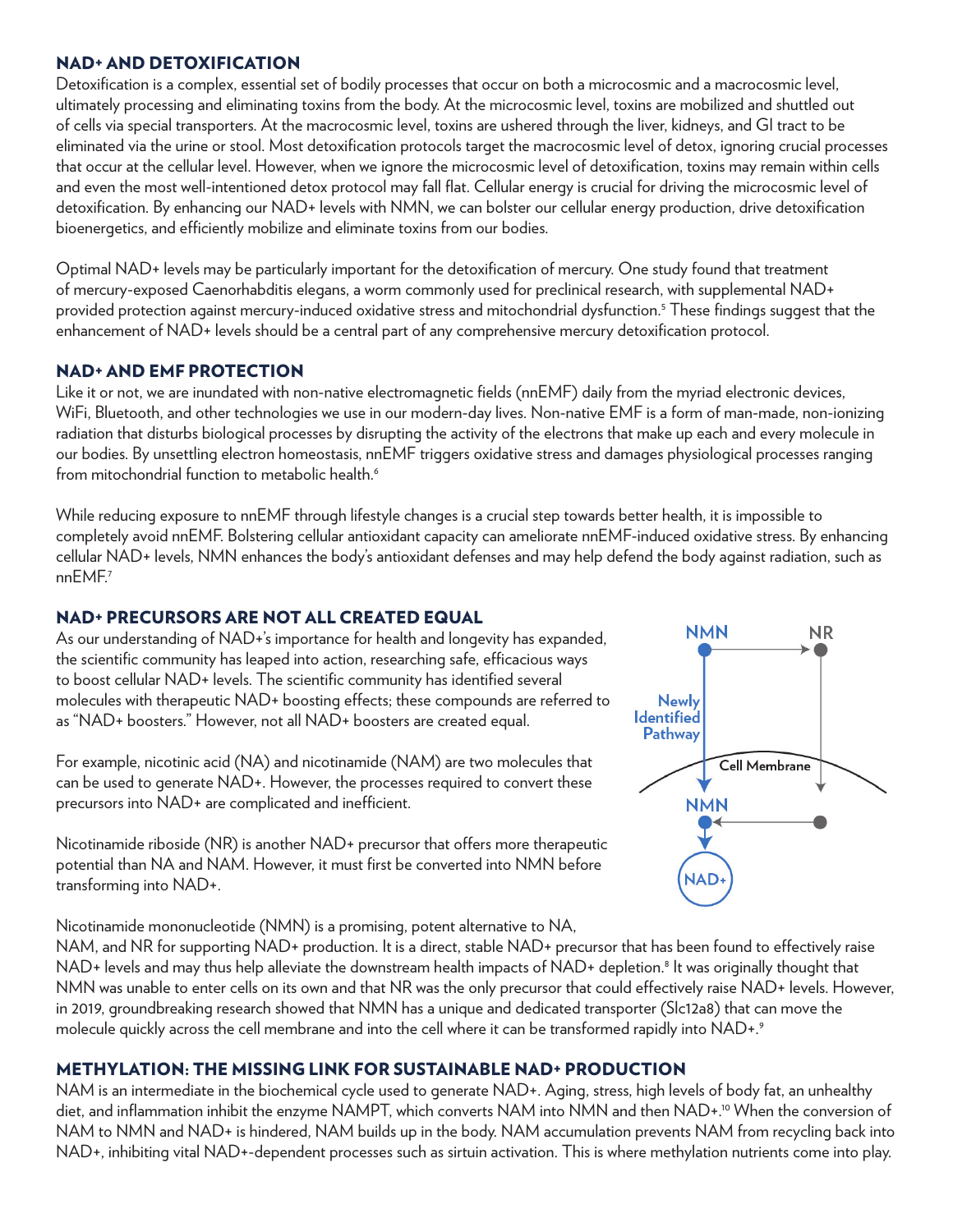## NAD+ AND DETOXIFICATION

Detoxification is a complex, essential set of bodily processes that occur on both a microcosmic and a macrocosmic level, ultimately processing and eliminating toxins from the body. At the microcosmic level, toxins are mobilized and shuttled out of cells via special transporters. At the macrocosmic level, toxins are ushered through the liver, kidneys, and GI tract to be eliminated via the urine or stool. Most detoxification protocols target the macrocosmic level of detox, ignoring crucial processes that occur at the cellular level. However, when we ignore the microcosmic level of detoxification, toxins may remain within cells and even the most well-intentioned detox protocol may fall flat. Cellular energy is crucial for driving the microcosmic level of detoxification. By enhancing our NAD+ levels with NMN, we can bolster our cellular energy production, drive detoxification bioenergetics, and efficiently mobilize and eliminate toxins from our bodies.

Optimal NAD+ levels may be particularly important for the detoxification of mercury. One study found that treatment of mercury-exposed Caenorhabditis elegans, a worm commonly used for preclinical research, with supplemental NAD+ provided protection against mercury-induced oxidative stress and mitochondrial dysfunction.[5] These findings suggest that the enhancement of NAD+ levels should be a central part of any comprehensive mercury detoxification protocol.

## NAD+ AND EMF PROTECTION

Like it or not, we are inundated with non-native electromagnetic fields (nnEMF) daily from the myriad electronic devices, WiFi, Bluetooth, and other technologies we use in our modern-day lives. Non-native EMF is a form of man-made, non-ionizing radiation that disturbs biological processes by disrupting the activity of the electrons that make up each and every molecule in our bodies. By unsettling electron homeostasis, nnEMF triggers oxidative stress and damages physiological processes ranging from mitochondrial function to metabolic health.[6]

While reducing exposure to nnEMF through lifestyle changes is a crucial step towards better health, it is impossible to completely avoid nnEMF. Bolstering cellular antioxidant capacity can ameliorate nnEMF-induced oxidative stress. By enhancing cellular NAD+ levels, NMN enhances the body's antioxidant defenses and may help defend the body against radiation, such as nnEMF.[7]

## NAD+ PRECURSORS ARE NOT ALL CREATED EQUAL

As our understanding of NAD+'s importance for health and longevity has expanded, the scientific community has leaped into action, researching safe, efficacious ways to boost cellular NAD+ levels. The scientific community has identified several molecules with therapeutic NAD+ boosting effects; these compounds are referred to as "NAD+ boosters." However, not all NAD+ boosters are created equal.

For example, nicotinic acid (NA) and nicotinamide (NAM) are two molecules that can be used to generate NAD+. However, the processes required to convert these precursors into NAD+ are complicated and inefficient.

Nicotinamide riboside (NR) is another NAD+ precursor that offers more therapeutic potential than NA and NAM. However, it must first be converted into NMN before transforming into NAD+.

NMN → NR; Newly Identified Pathway; Cell Membrane; NMN; NAD+

Nicotinamide mononucleotide (NMN) is a promising, potent alternative to NA, NAM, and NR for supporting NAD+ production. It is a direct, stable NAD+ precursor that has been found to effectively raise NAD+ levels and may thus help alleviate the downstream health impacts of NAD+ depletion.[8] It was originally thought that NMN was unable to enter cells on its own and that NR was the only precursor that could effectively raise NAD+ levels. However, in 2019, groundbreaking research showed that NMN has a unique and dedicated transporter (Slc12a8) that can move the molecule quickly across the cell membrane and into the cell where it can be transformed rapidly into NAD+.[9]

## METHYLATION: THE MISSING LINK FOR SUSTAINABLE NAD+ PRODUCTION

NAM is an intermediate in the biochemical cycle used to generate NAD+. Aging, stress, high levels of body fat, an unhealthy diet, and inflammation inhibit the enzyme NAMPT, which converts NAM into NMN and then NAD+.[10] When the conversion of NAM to NMN and NAD+ is hindered, NAM builds up in the body. NAM accumulation prevents NAM from recycling back into NAD+, inhibiting vital NAD+-dependent processes such as sirtuin activation. This is where methylation nutrients come into play.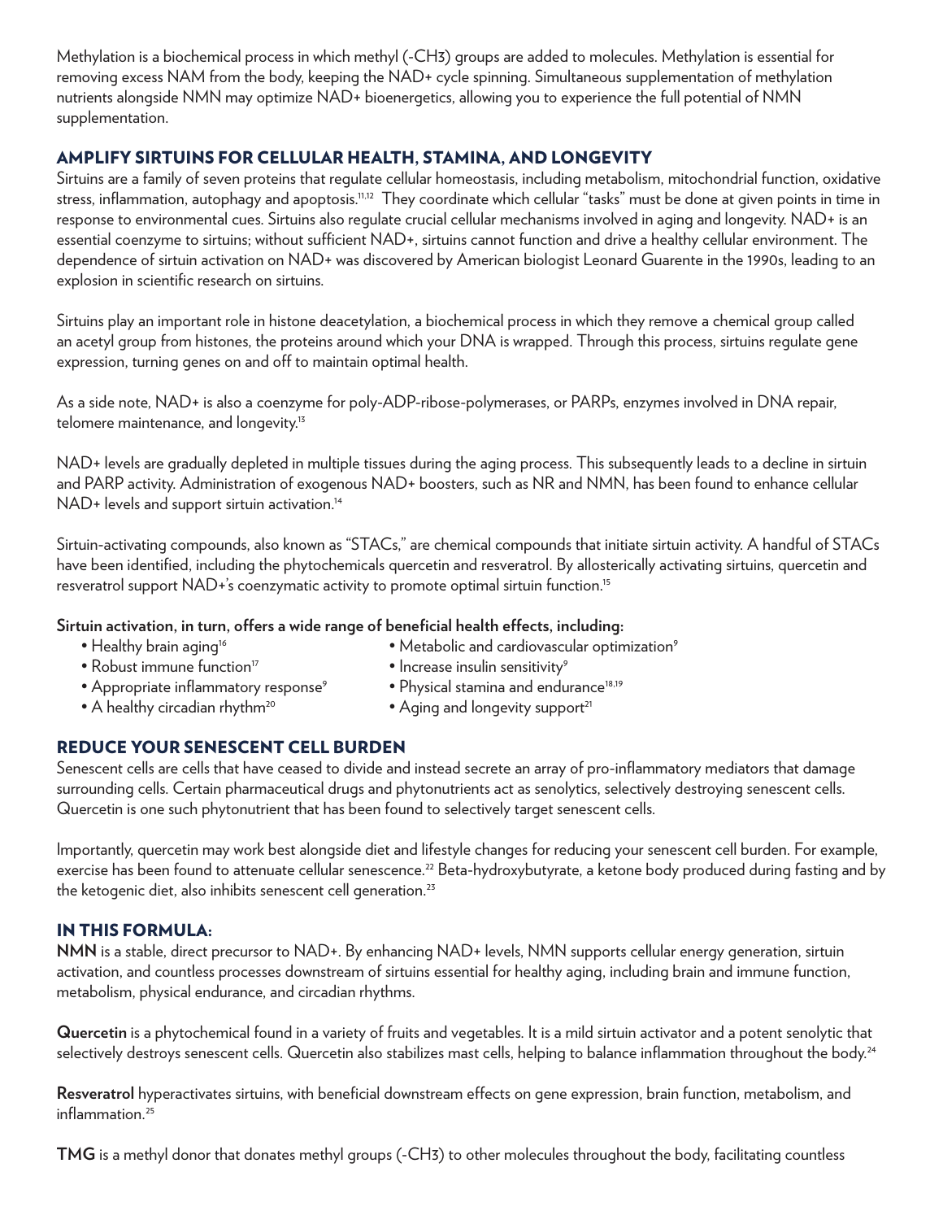Methylation is a biochemical process in which methyl (-CH3) groups are added to molecules. Methylation is essential for removing excess NAM from the body, keeping the NAD+ cycle spinning. Simultaneous supplementation of methylation nutrients alongside NMN may optimize NAD+ bioenergetics, allowing you to experience the full potential of NMN supplementation.

## AMPLIFY SIRTUINS FOR CELLULAR HEALTH, STAMINA, AND LONGEVITY

Sirtuins are a family of seven proteins that regulate cellular homeostasis, including metabolism, mitochondrial function, oxidative stress, inflammation, autophagy and apoptosis.[11,12] They coordinate which cellular "tasks" must be done at given points in time in response to environmental cues. Sirtuins also regulate crucial cellular mechanisms involved in aging and longevity. NAD+ is an essential coenzyme to sirtuins; without sufficient NAD+, sirtuins cannot function and drive a healthy cellular environment. The dependence of sirtuin activation on NAD+ was discovered by American biologist Leonard Guarente in the 1990s, leading to an explosion in scientific research on sirtuins.

Sirtuins play an important role in histone deacetylation, a biochemical process in which they remove a chemical group called an acetyl group from histones, the proteins around which your DNA is wrapped. Through this process, sirtuins regulate gene expression, turning genes on and off to maintain optimal health.

As a side note, NAD+ is also a coenzyme for poly-ADP-ribose-polymerases, or PARPs, enzymes involved in DNA repair, telomere maintenance, and longevity.[13]

NAD+ levels are gradually depleted in multiple tissues during the aging process. This subsequently leads to a decline in sirtuin and PARP activity. Administration of exogenous NAD+ boosters, such as NR and NMN, has been found to enhance cellular NAD+ levels and support sirtuin activation.[14]

Sirtuin-activating compounds, also known as "STACs," are chemical compounds that initiate sirtuin activity. A handful of STACs have been identified, including the phytochemicals quercetin and resveratrol. By allosterically activating sirtuins, quercetin and resveratrol support NAD+'s coenzymatic activity to promote optimal sirtuin function.[15]

**Sirtuin activation, in turn, offers a wide range of beneficial health effects, including:**

- Healthy brain aging[16]
- Robust immune function[17]
- Appropriate inflammatory response[9]
- A healthy circadian rhythm[20]
- Metabolic and cardiovascular optimization[9]
- Increase insulin sensitivity[9]
- Physical stamina and endurance[18,19]
- Aging and longevity support[21]

## REDUCE YOUR SENESCENT CELL BURDEN

Senescent cells are cells that have ceased to divide and instead secrete an array of pro-inflammatory mediators that damage surrounding cells. Certain pharmaceutical drugs and phytonutrients act as senolytics, selectively destroying senescent cells. Quercetin is one such phytonutrient that has been found to selectively target senescent cells.

Importantly, quercetin may work best alongside diet and lifestyle changes for reducing your senescent cell burden. For example, exercise has been found to attenuate cellular senescence.[22] Beta-hydroxybutyrate, a ketone body produced during fasting and by the ketogenic diet, also inhibits senescent cell generation.[23]

## IN THIS FORMULA:

**NMN** is a stable, direct precursor to NAD+. By enhancing NAD+ levels, NMN supports cellular energy generation, sirtuin activation, and countless processes downstream of sirtuins essential for healthy aging, including brain and immune function, metabolism, physical endurance, and circadian rhythms.

**Quercetin** is a phytochemical found in a variety of fruits and vegetables. It is a mild sirtuin activator and a potent senolytic that selectively destroys senescent cells. Quercetin also stabilizes mast cells, helping to balance inflammation throughout the body.[24]

**Resveratrol** hyperactivates sirtuins, with beneficial downstream effects on gene expression, brain function, metabolism, and inflammation.[25]

**TMG** is a methyl donor that donates methyl groups (-CH3) to other molecules throughout the body, facilitating countless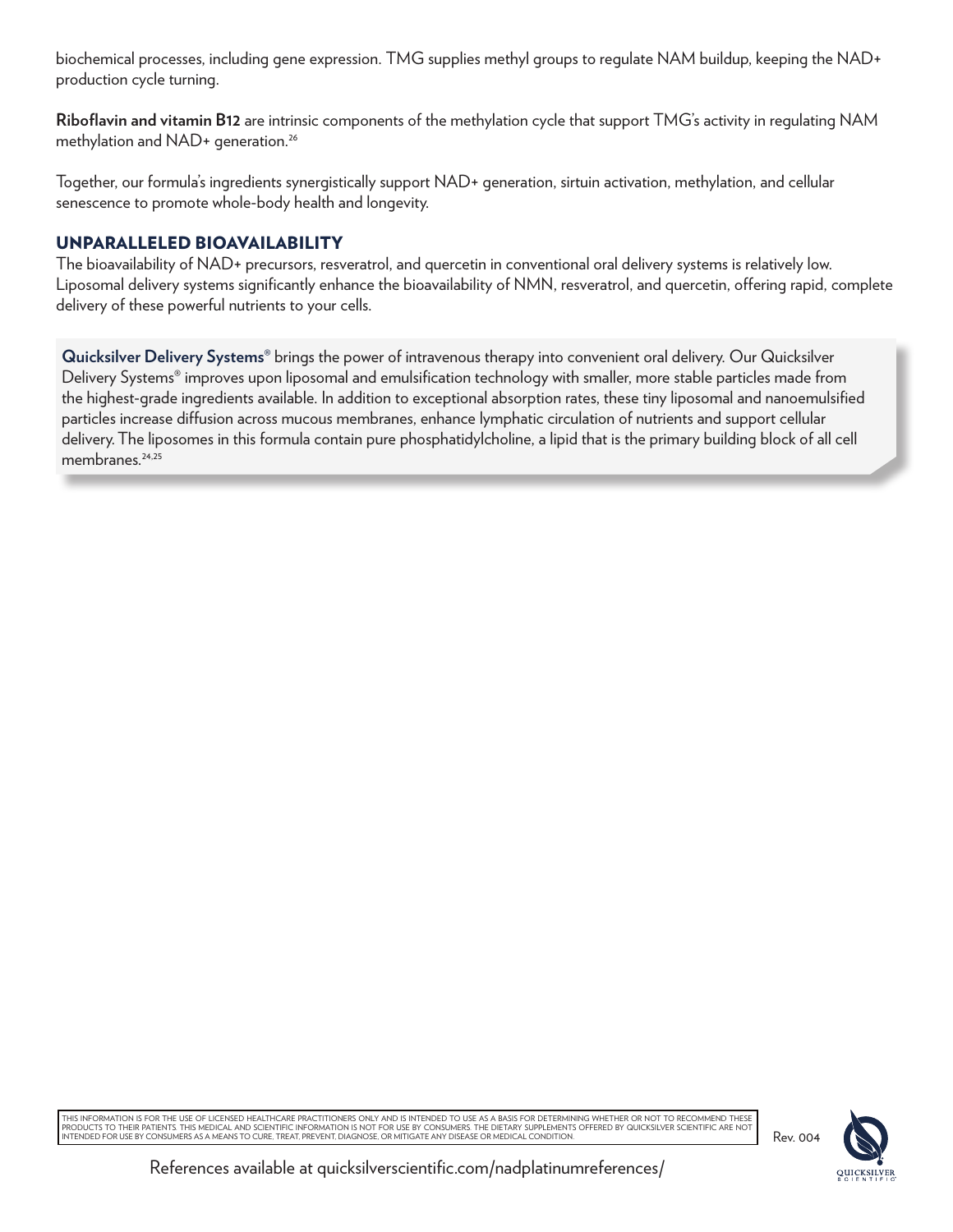biochemical processes, including gene expression. TMG supplies methyl groups to regulate NAM buildup, keeping the NAD+ production cycle turning.

**Riboflavin and vitamin B12** are intrinsic components of the methylation cycle that support TMG's activity in regulating NAM methylation and NAD+ generation.[26]

Together, our formula's ingredients synergistically support NAD+ generation, sirtuin activation, methylation, and cellular senescence to promote whole-body health and longevity.

## UNPARALLELED BIOAVAILABILITY

The bioavailability of NAD+ precursors, resveratrol, and quercetin in conventional oral delivery systems is relatively low. Liposomal delivery systems significantly enhance the bioavailability of NMN, resveratrol, and quercetin, offering rapid, complete delivery of these powerful nutrients to your cells.

**Quicksilver Delivery Systems®** brings the power of intravenous therapy into convenient oral delivery. Our Quicksilver Delivery Systems® improves upon liposomal and emulsification technology with smaller, more stable particles made from the highest-grade ingredients available. In addition to exceptional absorption rates, these tiny liposomal and nanoemulsified particles increase diffusion across mucous membranes, enhance lymphatic circulation of nutrients and support cellular delivery. The liposomes in this formula contain pure phosphatidylcholine, a lipid that is the primary building block of all cell membranes.[24,25]

THIS INFORMATION IS FOR THE USE OF LICENSED HEALTHCARE PRACTITIONERS ONLY AND IS INTENDED TO USE AS A BASIS FOR DETERMINING WHETHER OR NOT TO RECOMMEND THESE PRODUCTS TO THEIR PATIENTS. THIS MEDICAL AND SCIENTIFIC INFORMATION IS NOT FOR USE BY CONSUMERS. THE DIETARY SUPPLEMENTS OFFERED BY QUICKSILVER SCIENTIFIC ARE NOT INTENDED FOR USE BY CONSUMERS AS A MEANS TO CURE, TREAT, PREVENT, DIAGNOSE, OR MITIGATE ANY DISEASE OR MEDICAL CONDITION.

Rev. 004

References available at quicksilverscientific.com/nadplatinumreferences/